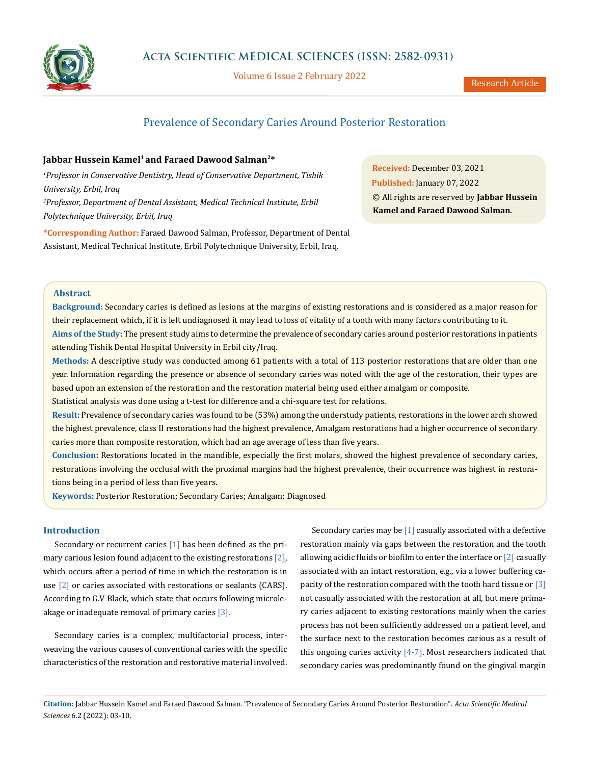# Prevalence of Secondary Caries Around Posterior Restoration

**Jabbar Hussein Kamel[1] and Faraed Dawood Salman[2]***

[1]*Professor in Conservative Dentistry, Head of Conservative Department, Tishik University, Erbil, Iraq*

[2]*Professor, Department of Dental Assistant, Medical Technical Institute, Erbil Polytechnique University, Erbil, Iraq*

***Corresponding Author:** Faraed Dawood Salman, Professor, Department of Dental Assistant, Medical Technical Institute, Erbil Polytechnique University, Erbil, Iraq.

**Received:** December 03, 2021
**Published:** January 07, 2022
© All rights are reserved by **Jabbar Hussein Kamel and Faraed Dawood Salman.**

## Abstract

**Background:** Secondary caries is defined as lesions at the margins of existing restorations and is considered as a major reason for their replacement which, if it is left undiagnosed it may lead to loss of vitality of a tooth with many factors contributing to it.

**Aims of the Study:** The present study aims to determine the prevalence of secondary caries around posterior restorations in patients attending Tishik Dental Hospital University in Erbil city/Iraq.

**Methods:** A descriptive study was conducted among 61 patients with a total of 113 posterior restorations that are older than one year. Information regarding the presence or absence of secondary caries was noted with the age of the restoration, their types are based upon an extension of the restoration and the restoration material being used either amalgam or composite.

Statistical analysis was done using a t-test for difference and a chi-square test for relations.

**Result:** Prevalence of secondary caries was found to be (53%) among the understudy patients, restorations in the lower arch showed the highest prevalence, class II restorations had the highest prevalence, Amalgam restorations had a higher occurrence of secondary caries more than composite restoration, which had an age average of less than five years.

**Conclusion:** Restorations located in the mandible, especially the first molars, showed the highest prevalence of secondary caries, restorations involving the occlusal with the proximal margins had the highest prevalence, their occurrence was highest in restorations being in a period of less than five years.

**Keywords:** Posterior Restoration; Secondary Caries; Amalgam; Diagnosed

## Introduction

Secondary or recurrent caries [1] has been defined as the primary carious lesion found adjacent to the existing restorations [2], which occurs after a period of time in which the restoration is in use [2] or caries associated with restorations or sealants (CARS). According to G.V Black, which state that occurs following microleakage or inadequate removal of primary caries [3].

Secondary caries is a complex, multifactorial process, interweaving the various causes of conventional caries with the specific characteristics of the restoration and restorative material involved.

Secondary caries may be [1] casually associated with a defective restoration mainly via gaps between the restoration and the tooth allowing acidic fluids or biofilm to enter the interface or [2] casually associated with an intact restoration, e.g., via a lower buffering capacity of the restoration compared with the tooth hard tissue or [3] not casually associated with the restoration at all, but mere primary caries adjacent to existing restorations mainly when the caries process has not been sufficiently addressed on a patient level, and the surface next to the restoration becomes carious as a result of this ongoing caries activity [4-7]. Most researchers indicated that secondary caries was predominantly found on the gingival margin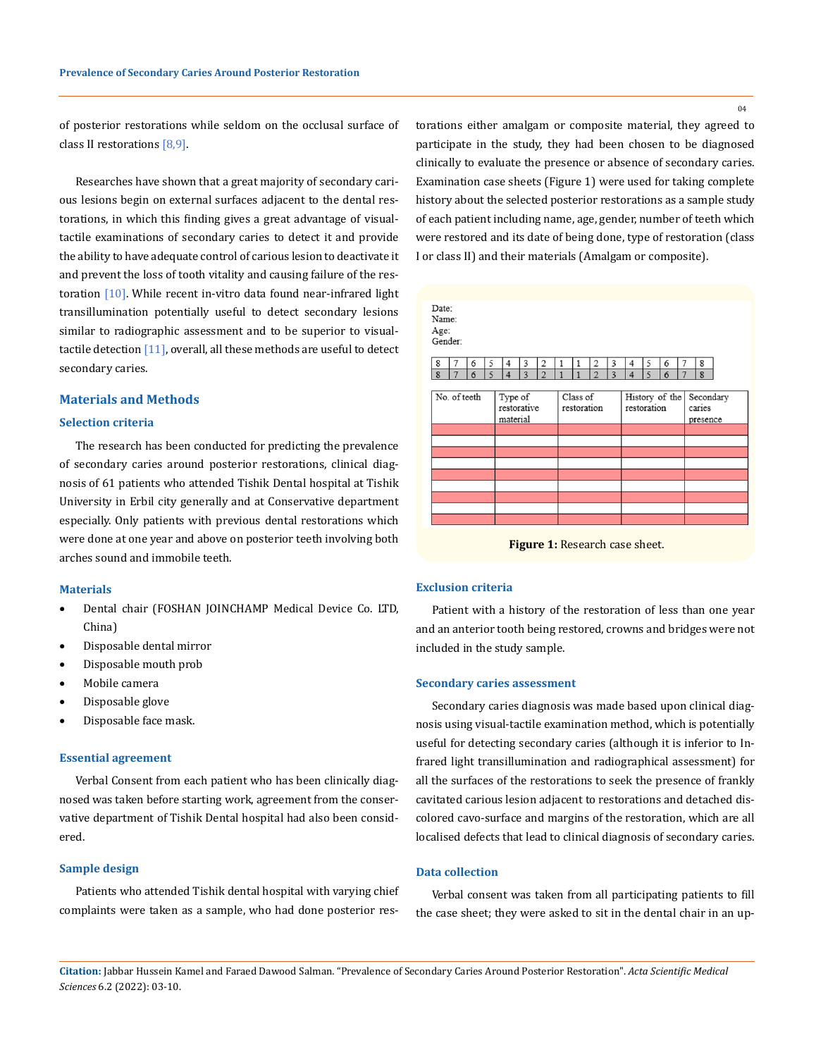of posterior restorations while seldom on the occlusal surface of class II restorations [8,9].

Researches have shown that a great majority of secondary carious lesions begin on external surfaces adjacent to the dental restorations, in which this finding gives a great advantage of visual-tactile examinations of secondary caries to detect it and provide the ability to have adequate control of carious lesion to deactivate it and prevent the loss of tooth vitality and causing failure of the restoration [10]. While recent in-vitro data found near-infrared light transillumination potentially useful to detect secondary lesions similar to radiographic assessment and to be superior to visual-tactile detection [11], overall, all these methods are useful to detect secondary caries.

## Materials and Methods

### Selection criteria

The research has been conducted for predicting the prevalence of secondary caries around posterior restorations, clinical diagnosis of 61 patients who attended Tishik Dental hospital at Tishik University in Erbil city generally and at Conservative department especially. Only patients with previous dental restorations which were done at one year and above on posterior teeth involving both arches sound and immobile teeth.

### Materials

- Dental chair (FOSHAN JOINCHAMP Medical Device Co. LTD, China)
- Disposable dental mirror
- Disposable mouth prob
- Mobile camera
- Disposable glove
- Disposable face mask.

### Essential agreement

Verbal Consent from each patient who has been clinically diagnosed was taken before starting work, agreement from the conservative department of Tishik Dental hospital had also been considered.

### Sample design

Patients who attended Tishik dental hospital with varying chief complaints were taken as a sample, who had done posterior restorations either amalgam or composite material, they agreed to participate in the study, they had been chosen to be diagnosed clinically to evaluate the presence or absence of secondary caries. Examination case sheets (Figure 1) were used for taking complete history about the selected posterior restorations as a sample study of each patient including name, age, gender, number of teeth which were restored and its date of being done, type of restoration (class I or class II) and their materials (Amalgam or composite).

Date:
Name:
Age:
Gender:

| 8 | 7 | 6 | 5 | 4 | 3 | 2 | 1 | 1 | 2 | 3 | 4 | 5 | 6 | 7 | 8 |
|---|---|---|---|---|---|---|---|---|---|---|---|---|---|---|---|
| 8 | 7 | 6 | 5 | 4 | 3 | 2 | 1 | 1 | 2 | 3 | 4 | 5 | 6 | 7 | 8 |

| No. of teeth | Type of restorative material | Class of restoration | History of the restoration | Secondary caries presence |
|---|---|---|---|---|
| | | | | |
| | | | | |
| | | | | |
| | | | | |
| | | | | |
| | | | | |
| | | | | |
| | | | | |
| | | | | |

**Figure 1:** Research case sheet.

### Exclusion criteria

Patient with a history of the restoration of less than one year and an anterior tooth being restored, crowns and bridges were not included in the study sample.

### Secondary caries assessment

Secondary caries diagnosis was made based upon clinical diagnosis using visual-tactile examination method, which is potentially useful for detecting secondary caries (although it is inferior to Infrared light transillumination and radiographical assessment) for all the surfaces of the restorations to seek the presence of frankly cavitated carious lesion adjacent to restorations and detached discolored cavo-surface and margins of the restoration, which are all localised defects that lead to clinical diagnosis of secondary caries.

### Data collection

Verbal consent was taken from all participating patients to fill the case sheet; they were asked to sit in the dental chair in an up-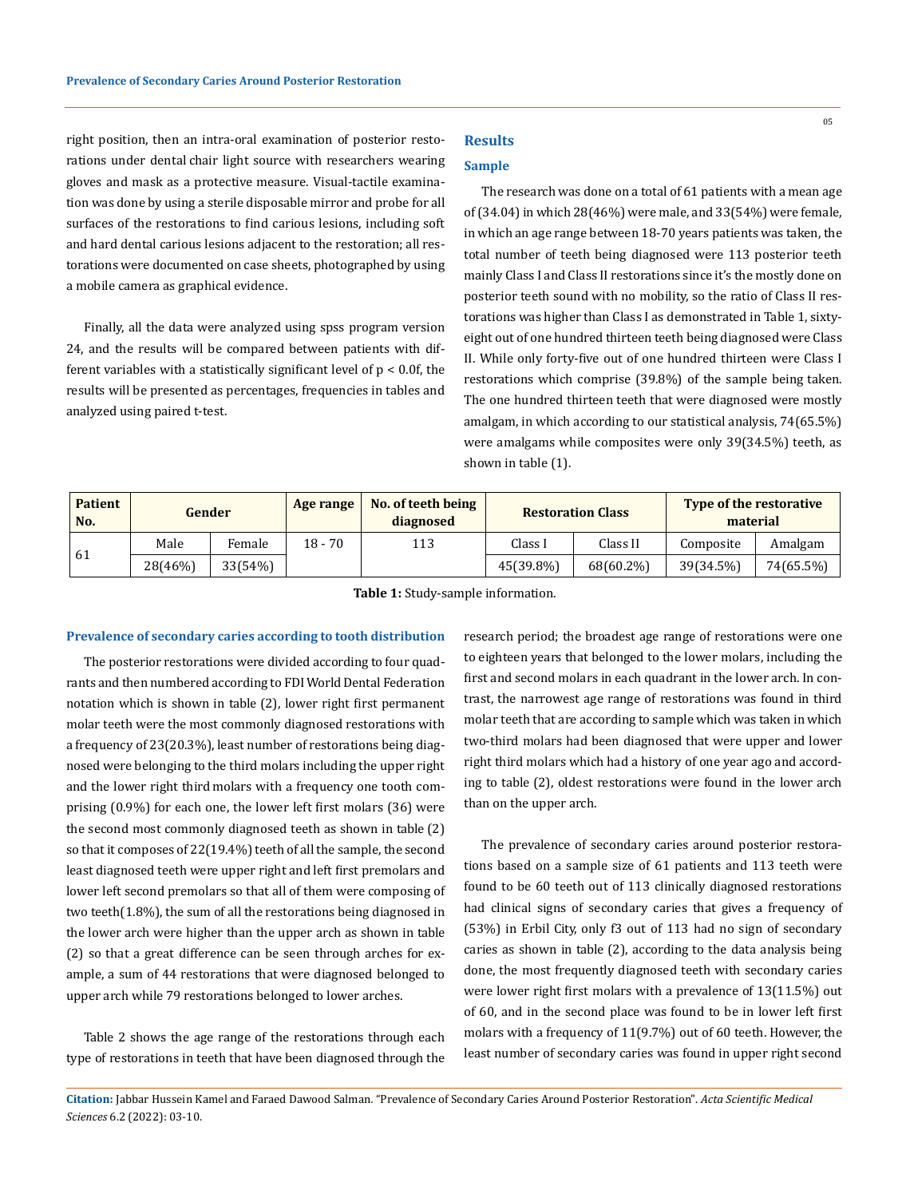right position, then an intra-oral examination of posterior restorations under dental chair light source with researchers wearing gloves and mask as a protective measure. Visual-tactile examination was done by using a sterile disposable mirror and probe for all surfaces of the restorations to find carious lesions, including soft and hard dental carious lesions adjacent to the restoration; all restorations were documented on case sheets, photographed by using a mobile camera as graphical evidence.

Finally, all the data were analyzed using spss program version 24, and the results will be compared between patients with different variables with a statistically significant level of p < 0.0f, the results will be presented as percentages, frequencies in tables and analyzed using paired t-test.

## Results

### Sample

The research was done on a total of 61 patients with a mean age of (34.04) in which 28(46%) were male, and 33(54%) were female, in which an age range between 18-70 years patients was taken, the total number of teeth being diagnosed were 113 posterior teeth mainly Class I and Class II restorations since it's the mostly done on posterior teeth sound with no mobility, so the ratio of Class II restorations was higher than Class I as demonstrated in Table 1, sixty-eight out of one hundred thirteen teeth being diagnosed were Class II. While only forty-five out of one hundred thirteen were Class I restorations which comprise (39.8%) of the sample being taken. The one hundred thirteen teeth that were diagnosed were mostly amalgam, in which according to our statistical analysis, 74(65.5%) were amalgams while composites were only 39(34.5%) teeth, as shown in table (1).

| Patient No. | Gender | | Age range | No. of teeth being diagnosed | Restoration Class | | Type of the restorative material | |
|---|---|---|---|---|---|---|---|---|
| | Male | Female | | | Class I | Class II | Composite | Amalgam |
| 61 | 28(46%) | 33(54%) | 18 - 70 | 113 | 45(39.8%) | 68(60.2%) | 39(34.5%) | 74(65.5%) |

**Table 1:** Study-sample information.

#### Prevalence of secondary caries according to tooth distribution

The posterior restorations were divided according to four quadrants and then numbered according to FDI World Dental Federation notation which is shown in table (2), lower right first permanent molar teeth were the most commonly diagnosed restorations with a frequency of 23(20.3%), least number of restorations being diagnosed were belonging to the third molars including the upper right and the lower right third molars with a frequency one tooth comprising (0.9%) for each one, the lower left first molars (36) were the second most commonly diagnosed teeth as shown in table (2) so that it composes of 22(19.4%) teeth of all the sample, the second least diagnosed teeth were upper right and left first premolars and lower left second premolars so that all of them were composing of two teeth(1.8%), the sum of all the restorations being diagnosed in the lower arch were higher than the upper arch as shown in table (2) so that a great difference can be seen through arches for example, a sum of 44 restorations that were diagnosed belonged to upper arch while 79 restorations belonged to lower arches.

Table 2 shows the age range of the restorations through each type of restorations in teeth that have been diagnosed through the research period; the broadest age range of restorations were one to eighteen years that belonged to the lower molars, including the first and second molars in each quadrant in the lower arch. In contrast, the narrowest age range of restorations was found in third molar teeth that are according to sample which was taken in which two-third molars had been diagnosed that were upper and lower right third molars which had a history of one year ago and according to table (2), oldest restorations were found in the lower arch than on the upper arch.

The prevalence of secondary caries around posterior restorations based on a sample size of 61 patients and 113 teeth were found to be 60 teeth out of 113 clinically diagnosed restorations had clinical signs of secondary caries that gives a frequency of (53%) in Erbil City, only f3 out of 113 had no sign of secondary caries as shown in table (2), according to the data analysis being done, the most frequently diagnosed teeth with secondary caries were lower right first molars with a prevalence of 13(11.5%) out of 60, and in the second place was found to be in lower left first molars with a frequency of 11(9.7%) out of 60 teeth. However, the least number of secondary caries was found in upper right second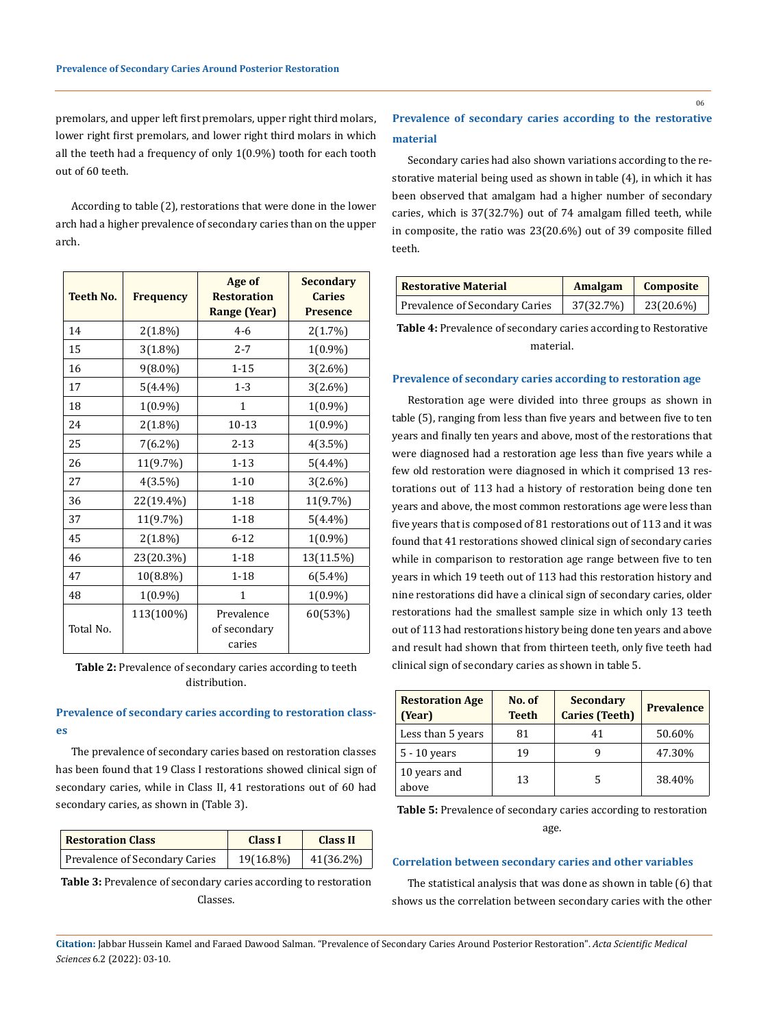premolars, and upper left first premolars, upper right third molars, lower right first premolars, and lower right third molars in which all the teeth had a frequency of only 1(0.9%) tooth for each tooth out of 60 teeth.

According to table (2), restorations that were done in the lower arch had a higher prevalence of secondary caries than on the upper arch.

| Teeth No. | Frequency | Age of Restoration Range (Year) | Secondary Caries Presence |
|---|---|---|---|
| 14 | 2(1.8%) | 4-6 | 2(1.7%) |
| 15 | 3(1.8%) | 2-7 | 1(0.9%) |
| 16 | 9(8.0%) | 1-15 | 3(2.6%) |
| 17 | 5(4.4%) | 1-3 | 3(2.6%) |
| 18 | 1(0.9%) | 1 | 1(0.9%) |
| 24 | 2(1.8%) | 10-13 | 1(0.9%) |
| 25 | 7(6.2%) | 2-13 | 4(3.5%) |
| 26 | 11(9.7%) | 1-13 | 5(4.4%) |
| 27 | 4(3.5%) | 1-10 | 3(2.6%) |
| 36 | 22(19.4%) | 1-18 | 11(9.7%) |
| 37 | 11(9.7%) | 1-18 | 5(4.4%) |
| 45 | 2(1.8%) | 6-12 | 1(0.9%) |
| 46 | 23(20.3%) | 1-18 | 13(11.5%) |
| 47 | 10(8.8%) | 1-18 | 6(5.4%) |
| 48 | 1(0.9%) | 1 | 1(0.9%) |
| Total No. | 113(100%) | Prevalence of secondary caries | 60(53%) |

**Table 2:** Prevalence of secondary caries according to teeth distribution.

### Prevalence of secondary caries according to restoration classes

The prevalence of secondary caries based on restoration classes has been found that 19 Class I restorations showed clinical sign of secondary caries, while in Class II, 41 restorations out of 60 had secondary caries, as shown in (Table 3).

| Restoration Class | Class I | Class II |
|---|---|---|
| Prevalence of Secondary Caries | 19(16.8%) | 41(36.2%) |

**Table 3:** Prevalence of secondary caries according to restoration Classes.

### Prevalence of secondary caries according to the restorative material

Secondary caries had also shown variations according to the restorative material being used as shown in table (4), in which it has been observed that amalgam had a higher number of secondary caries, which is 37(32.7%) out of 74 amalgam filled teeth, while in composite, the ratio was 23(20.6%) out of 39 composite filled teeth.

| Restorative Material | Amalgam | Composite |
|---|---|---|
| Prevalence of Secondary Caries | 37(32.7%) | 23(20.6%) |

**Table 4:** Prevalence of secondary caries according to Restorative material.

### Prevalence of secondary caries according to restoration age

Restoration age were divided into three groups as shown in table (5), ranging from less than five years and between five to ten years and finally ten years and above, most of the restorations that were diagnosed had a restoration age less than five years while a few old restoration were diagnosed in which it comprised 13 restorations out of 113 had a history of restoration being done ten years and above, the most common restorations age were less than five years that is composed of 81 restorations out of 113 and it was found that 41 restorations showed clinical sign of secondary caries while in comparison to restoration age range between five to ten years in which 19 teeth out of 113 had this restoration history and nine restorations did have a clinical sign of secondary caries, older restorations had the smallest sample size in which only 13 teeth out of 113 had restorations history being done ten years and above and result had shown that from thirteen teeth, only five teeth had clinical sign of secondary caries as shown in table 5.

| Restoration Age (Year) | No. of Teeth | Secondary Caries (Teeth) | Prevalence |
|---|---|---|---|
| Less than 5 years | 81 | 41 | 50.60% |
| 5 - 10 years | 19 | 9 | 47.30% |
| 10 years and above | 13 | 5 | 38.40% |

**Table 5:** Prevalence of secondary caries according to restoration age.

### Correlation between secondary caries and other variables

The statistical analysis that was done as shown in table (6) that shows us the correlation between secondary caries with the other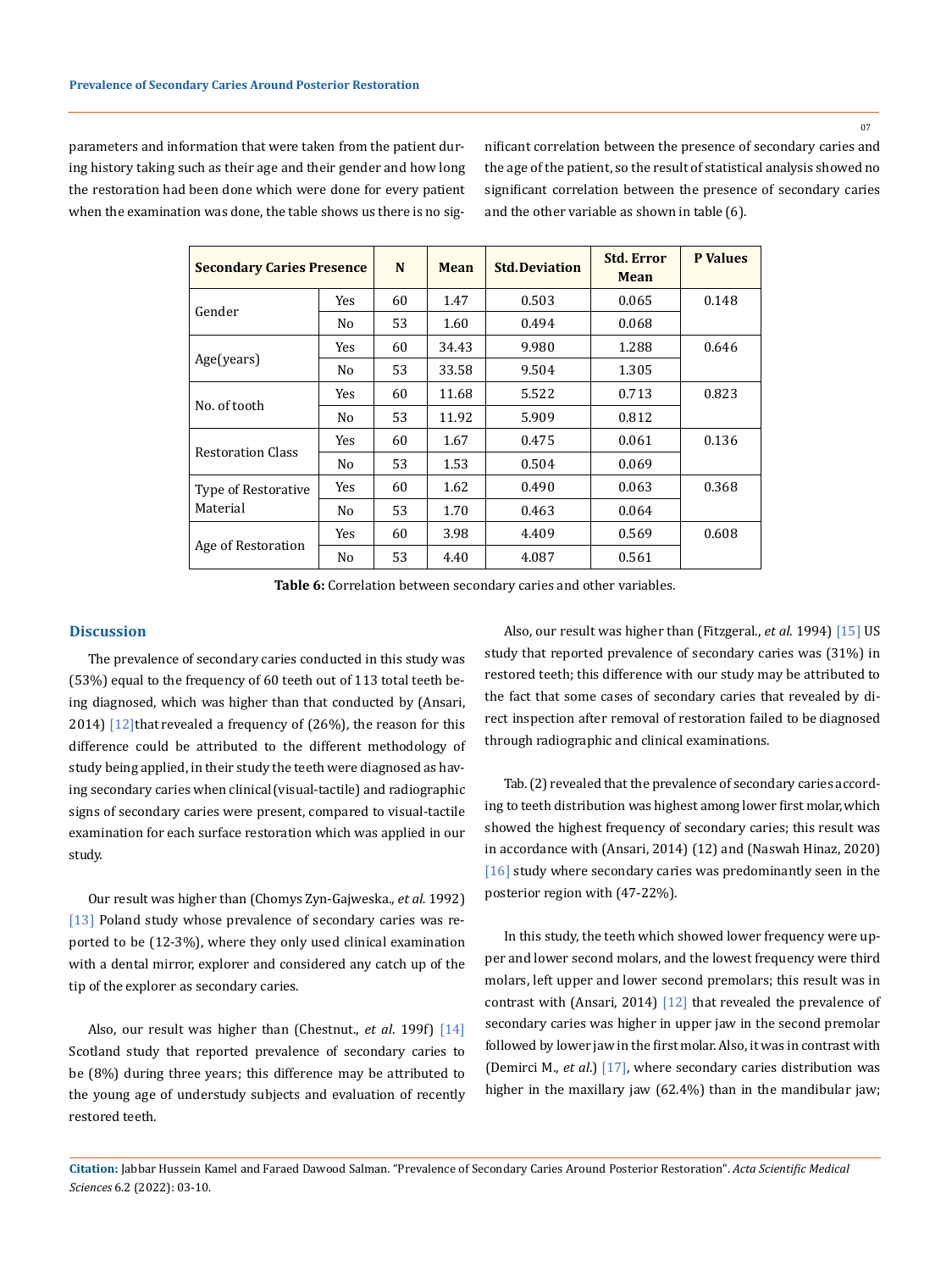parameters and information that were taken from the patient during history taking such as their age and their gender and how long the restoration had been done which were done for every patient when the examination was done, the table shows us there is no significant correlation between the presence of secondary caries and the age of the patient, so the result of statistical analysis showed no significant correlation between the presence of secondary caries and the other variable as shown in table (6).

| Secondary Caries Presence | | N | Mean | Std.Deviation | Std. Error Mean | P Values |
|---|---|---|---|---|---|---|
| Gender | Yes | 60 | 1.47 | 0.503 | 0.065 | 0.148 |
| | No | 53 | 1.60 | 0.494 | 0.068 | |
| Age(years) | Yes | 60 | 34.43 | 9.980 | 1.288 | 0.646 |
| | No | 53 | 33.58 | 9.504 | 1.305 | |
| No. of tooth | Yes | 60 | 11.68 | 5.522 | 0.713 | 0.823 |
| | No | 53 | 11.92 | 5.909 | 0.812 | |
| Restoration Class | Yes | 60 | 1.67 | 0.475 | 0.061 | 0.136 |
| | No | 53 | 1.53 | 0.504 | 0.069 | |
| Type of Restorative Material | Yes | 60 | 1.62 | 0.490 | 0.063 | 0.368 |
| | No | 53 | 1.70 | 0.463 | 0.064 | |
| Age of Restoration | Yes | 60 | 3.98 | 4.409 | 0.569 | 0.608 |
| | No | 53 | 4.40 | 4.087 | 0.561 | |

**Table 6:** Correlation between secondary caries and other variables.

## Discussion

The prevalence of secondary caries conducted in this study was (53%) equal to the frequency of 60 teeth out of 113 total teeth being diagnosed, which was higher than that conducted by (Ansari, 2014) [12]that revealed a frequency of (26%), the reason for this difference could be attributed to the different methodology of study being applied, in their study the teeth were diagnosed as having secondary caries when clinical (visual-tactile) and radiographic signs of secondary caries were present, compared to visual-tactile examination for each surface restoration which was applied in our study.

Our result was higher than (Chomys Zyn-Gajweska., *et al.* 1992) [13] Poland study whose prevalence of secondary caries was reported to be (12-3%), where they only used clinical examination with a dental mirror, explorer and considered any catch up of the tip of the explorer as secondary caries.

Also, our result was higher than (Chestnut., *et al.* 199f) [14] Scotland study that reported prevalence of secondary caries to be (8%) during three years; this difference may be attributed to the young age of understudy subjects and evaluation of recently restored teeth.

Also, our result was higher than (Fitzgeral., *et al.* 1994) [15] US study that reported prevalence of secondary caries was (31%) in restored teeth; this difference with our study may be attributed to the fact that some cases of secondary caries that revealed by direct inspection after removal of restoration failed to be diagnosed through radiographic and clinical examinations.

Tab. (2) revealed that the prevalence of secondary caries according to teeth distribution was highest among lower first molar, which showed the highest frequency of secondary caries; this result was in accordance with (Ansari, 2014) (12) and (Naswah Hinaz, 2020) [16] study where secondary caries was predominantly seen in the posterior region with (47-22%).

In this study, the teeth which showed lower frequency were upper and lower second molars, and the lowest frequency were third molars, left upper and lower second premolars; this result was in contrast with (Ansari, 2014) [12] that revealed the prevalence of secondary caries was higher in upper jaw in the second premolar followed by lower jaw in the first molar. Also, it was in contrast with (Demirci M., *et al.*) [17], where secondary caries distribution was higher in the maxillary jaw (62.4%) than in the mandibular jaw;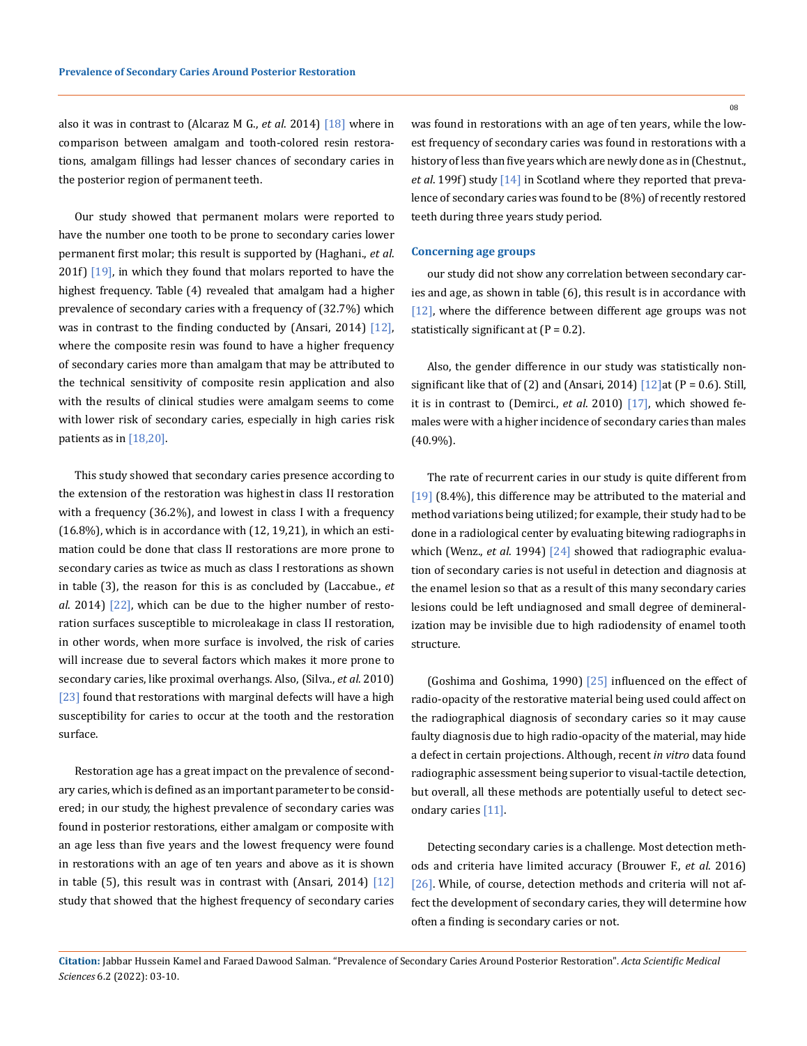also it was in contrast to (Alcaraz M G., *et al*. 2014) [18] where in comparison between amalgam and tooth-colored resin restorations, amalgam fillings had lesser chances of secondary caries in the posterior region of permanent teeth.

Our study showed that permanent molars were reported to have the number one tooth to be prone to secondary caries lower permanent first molar; this result is supported by (Haghani., *et al*. 201f) [19], in which they found that molars reported to have the highest frequency. Table (4) revealed that amalgam had a higher prevalence of secondary caries with a frequency of (32.7%) which was in contrast to the finding conducted by (Ansari, 2014) [12], where the composite resin was found to have a higher frequency of secondary caries more than amalgam that may be attributed to the technical sensitivity of composite resin application and also with the results of clinical studies were amalgam seems to come with lower risk of secondary caries, especially in high caries risk patients as in [18,20].

This study showed that secondary caries presence according to the extension of the restoration was highest in class II restoration with a frequency (36.2%), and lowest in class I with a frequency (16.8%), which is in accordance with (12, 19,21), in which an estimation could be done that class II restorations are more prone to secondary caries as twice as much as class I restorations as shown in table (3), the reason for this is as concluded by (Laccabue., *et al*. 2014) [22], which can be due to the higher number of restoration surfaces susceptible to microleakage in class II restoration, in other words, when more surface is involved, the risk of caries will increase due to several factors which makes it more prone to secondary caries, like proximal overhangs. Also, (Silva., *et al*. 2010) [23] found that restorations with marginal defects will have a high susceptibility for caries to occur at the tooth and the restoration surface.

Restoration age has a great impact on the prevalence of secondary caries, which is defined as an important parameter to be considered; in our study, the highest prevalence of secondary caries was found in posterior restorations, either amalgam or composite with an age less than five years and the lowest frequency were found in restorations with an age of ten years and above as it is shown in table (5), this result was in contrast with (Ansari, 2014) [12] study that showed that the highest frequency of secondary caries was found in restorations with an age of ten years, while the lowest frequency of secondary caries was found in restorations with a history of less than five years which are newly done as in (Chestnut., *et al*. 199f) study [14] in Scotland where they reported that prevalence of secondary caries was found to be (8%) of recently restored teeth during three years study period.

### Concerning age groups

our study did not show any correlation between secondary caries and age, as shown in table (6), this result is in accordance with [12], where the difference between different age groups was not statistically significant at (P = 0.2).

Also, the gender difference in our study was statistically nonsignificant like that of (2) and (Ansari, 2014) [12]at (P = 0.6). Still, it is in contrast to (Demirci., *et al*. 2010) [17], which showed females were with a higher incidence of secondary caries than males (40.9%).

The rate of recurrent caries in our study is quite different from [19] (8.4%), this difference may be attributed to the material and method variations being utilized; for example, their study had to be done in a radiological center by evaluating bitewing radiographs in which (Wenz., *et al*. 1994) [24] showed that radiographic evaluation of secondary caries is not useful in detection and diagnosis at the enamel lesion so that as a result of this many secondary caries lesions could be left undiagnosed and small degree of demineralization may be invisible due to high radiodensity of enamel tooth structure.

(Goshima and Goshima, 1990) [25] influenced on the effect of radio-opacity of the restorative material being used could affect on the radiographical diagnosis of secondary caries so it may cause faulty diagnosis due to high radio-opacity of the material, may hide a defect in certain projections. Although, recent *in vitro* data found radiographic assessment being superior to visual-tactile detection, but overall, all these methods are potentially useful to detect secondary caries [11].

Detecting secondary caries is a challenge. Most detection methods and criteria have limited accuracy (Brouwer F., *et al*. 2016) [26]. While, of course, detection methods and criteria will not affect the development of secondary caries, they will determine how often a finding is secondary caries or not.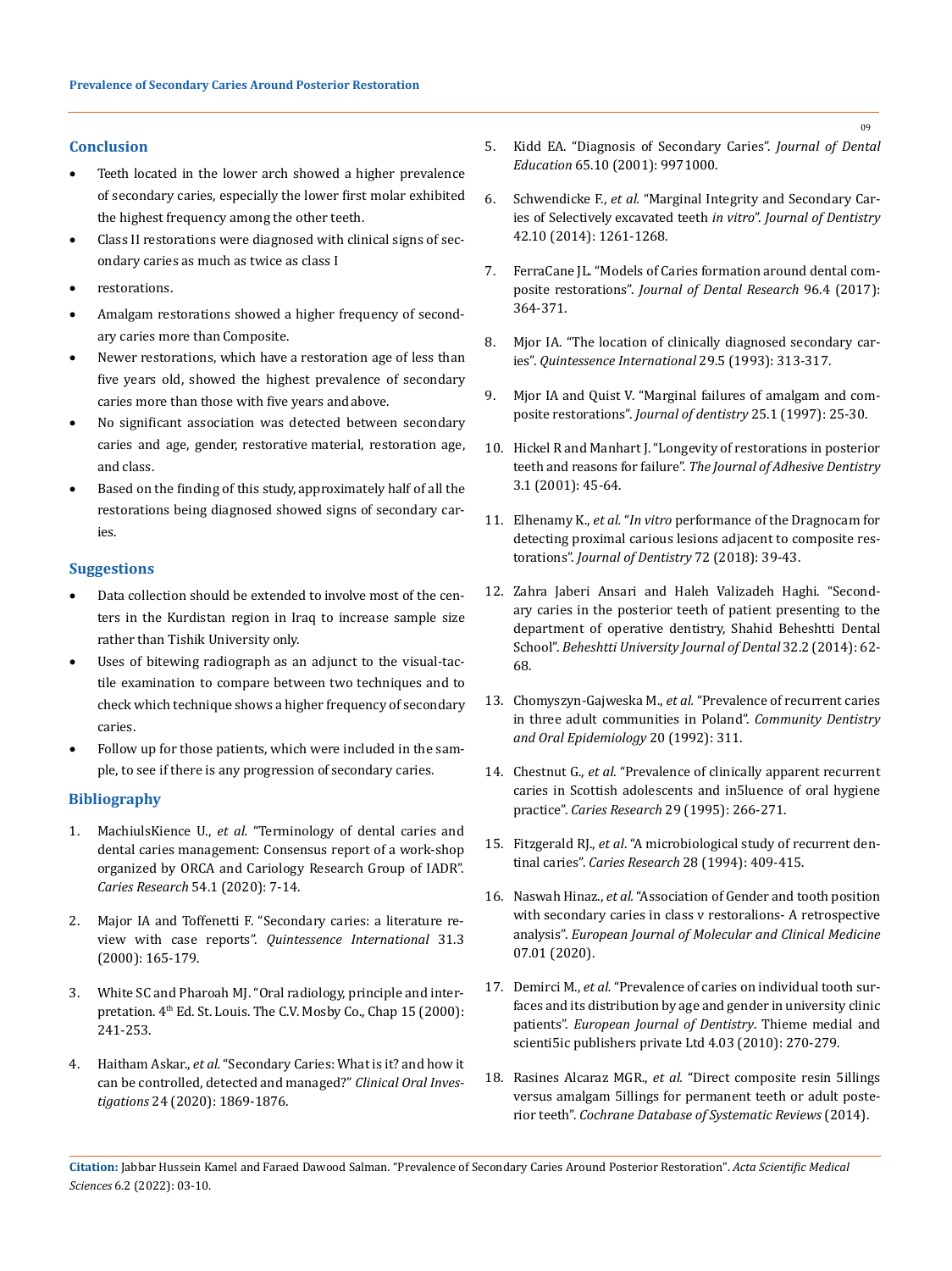## Conclusion

- Teeth located in the lower arch showed a higher prevalence of secondary caries, especially the lower first molar exhibited the highest frequency among the other teeth.
- Class II restorations were diagnosed with clinical signs of secondary caries as much as twice as class I
- restorations.
- Amalgam restorations showed a higher frequency of secondary caries more than Composite.
- Newer restorations, which have a restoration age of less than five years old, showed the highest prevalence of secondary caries more than those with five years and above.
- No significant association was detected between secondary caries and age, gender, restorative material, restoration age, and class.
- Based on the finding of this study, approximately half of all the restorations being diagnosed showed signs of secondary caries.

## Suggestions

- Data collection should be extended to involve most of the centers in the Kurdistan region in Iraq to increase sample size rather than Tishik University only.
- Uses of bitewing radiograph as an adjunct to the visual-tactile examination to compare between two techniques and to check which technique shows a higher frequency of secondary caries.
- Follow up for those patients, which were included in the sample, to see if there is any progression of secondary caries.

## Bibliography

1. MachiulsKience U., *et al.* "Terminology of dental caries and dental caries management: Consensus report of a work-shop organized by ORCA and Cariology Research Group of IADR". *Caries Research* 54.1 (2020): 7-14.
2. Major IA and Toffenetti F. "Secondary caries: a literature review with case reports". *Quintessence International* 31.3 (2000): 165-179.
3. White SC and Pharoah MJ. "Oral radiology, principle and interpretation. 4th Ed. St. Louis. The C.V. Mosby Co., Chap 15 (2000): 241-253.
4. Haitham Askar., *et al.* "Secondary Caries: What is it? and how it can be controlled, detected and managed?" *Clinical Oral Investigations* 24 (2020): 1869-1876.
5. Kidd EA. "Diagnosis of Secondary Caries". *Journal of Dental Education* 65.10 (2001): 9971000.
6. Schwendicke F., *et al.* "Marginal Integrity and Secondary Caries of Selectively excavated teeth *in vitro*". *Journal of Dentistry* 42.10 (2014): 1261-1268.
7. FerraCane JL. "Models of Caries formation around dental composite restorations". *Journal of Dental Research* 96.4 (2017): 364-371.
8. Mjor IA. "The location of clinically diagnosed secondary caries". *Quintessence International* 29.5 (1993): 313-317.
9. Mjor IA and Quist V. "Marginal failures of amalgam and composite restorations". *Journal of dentistry* 25.1 (1997): 25-30.
10. Hickel R and Manhart J. "Longevity of restorations in posterior teeth and reasons for failure". *The Journal of Adhesive Dentistry* 3.1 (2001): 45-64.
11. Elhenamy K., *et al.* "*In vitro* performance of the Dragnocam for detecting proximal carious lesions adjacent to composite restorations". *Journal of Dentistry* 72 (2018): 39-43.
12. Zahra Jaberi Ansari and Haleh Valizadeh Haghi. "Secondary caries in the posterior teeth of patient presenting to the department of operative dentistry, Shahid Beheshtti Dental School". *Beheshtti University Journal of Dental* 32.2 (2014): 62-68.
13. Chomyszyn-Gajweska M., *et al.* "Prevalence of recurrent caries in three adult communities in Poland". *Community Dentistry and Oral Epidemiology* 20 (1992): 311.
14. Chestnut G., *et al.* "Prevalence of clinically apparent recurrent caries in Scottish adolescents and in5luence of oral hygiene practice". *Caries Research* 29 (1995): 266-271.
15. Fitzgerald RJ., *et al*. "A microbiological study of recurrent dentinal caries". *Caries Research* 28 (1994): 409-415.
16. Naswah Hinaz., *et al*. "Association of Gender and tooth position with secondary caries in class v restoralions- A retrospective analysis". *European Journal of Molecular and Clinical Medicine* 07.01 (2020).
17. Demirci M., *et al.* "Prevalence of caries on individual tooth surfaces and its distribution by age and gender in university clinic patients". *European Journal of Dentistry*. Thieme medial and scienti5ic publishers private Ltd 4.03 (2010): 270-279.
18. Rasines Alcaraz MGR., *et al.* "Direct composite resin 5illings versus amalgam 5illings for permanent teeth or adult posterior teeth". *Cochrane Database of Systematic Reviews* (2014).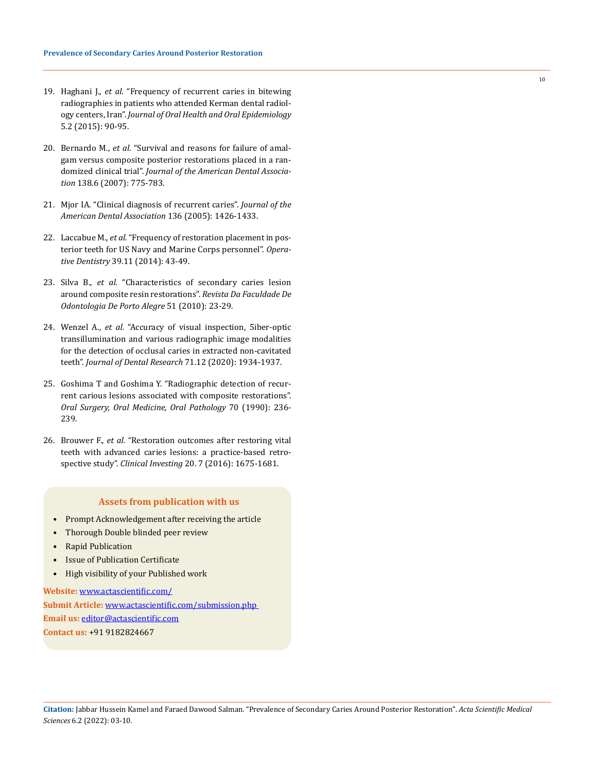19. Haghani J., *et al.* "Frequency of recurrent caries in bitewing radiographies in patients who attended Kerman dental radiology centers, Iran". *Journal of Oral Health and Oral Epidemiology* 5.2 (2015): 90-95.

20. Bernardo M., *et al.* "Survival and reasons for failure of amalgam versus composite posterior restorations placed in a randomized clinical trial". *Journal of the American Dental Association* 138.6 (2007): 775-783.

21. Mjor IA. "Clinical diagnosis of recurrent caries". *Journal of the American Dental Association* 136 (2005): 1426-1433.

22. Laccabue M., *et al.* "Frequency of restoration placement in posterior teeth for US Navy and Marine Corps personnel". *Operative Dentistry* 39.11 (2014): 43-49.

23. Silva B., *et al.* "Characteristics of secondary caries lesion around composite resin restorations". *Revista Da Faculdade De Odontologia De Porto Alegre* 51 (2010): 23-29.

24. Wenzel A., *et al.* "Accuracy of visual inspection, 5iber-optic transillumination and various radiographic image modalities for the detection of occlusal caries in extracted non-cavitated teeth". *Journal of Dental Research* 71.12 (2020): 1934-1937.

25. Goshima T and Goshima Y. "Radiographic detection of recurrent carious lesions associated with composite restorations". *Oral Surgery, Oral Medicine, Oral Pathology* 70 (1990): 236-239.

26. Brouwer F., *et al.* "Restoration outcomes after restoring vital teeth with advanced caries lesions: a practice-based retrospective study". *Clinical Investing* 20. 7 (2016): 1675-1681.

**Assets from publication with us**

- Prompt Acknowledgement after receiving the article
- Thorough Double blinded peer review
- Rapid Publication
- Issue of Publication Certificate
- High visibility of your Published work

**Website:** www.actascientific.com/
**Submit Article:** www.actascientific.com/submission.php
**Email us:** editor@actascientific.com
**Contact us:** +91 9182824667